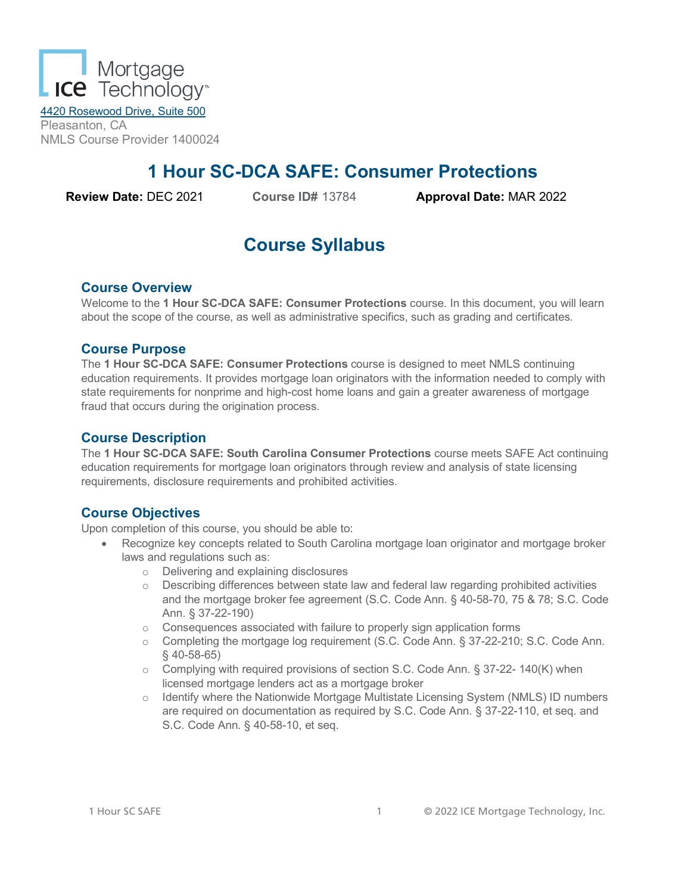ICE Mortgage Technology™

4420 Rosewood Drive, Suite 500
Pleasanton, CA
NMLS Course Provider 1400024

# 1 Hour SC-DCA SAFE: Consumer Protections

**Review Date:** DEC 2021 **Course ID#** 13784 **Approval Date:** MAR 2022

# Course Syllabus

## Course Overview

Welcome to the **1 Hour SC-DCA SAFE: Consumer Protections** course. In this document, you will learn about the scope of the course, as well as administrative specifics, such as grading and certificates.

## Course Purpose

The **1 Hour SC-DCA SAFE: Consumer Protections** course is designed to meet NMLS continuing education requirements. It provides mortgage loan originators with the information needed to comply with state requirements for nonprime and high-cost home loans and gain a greater awareness of mortgage fraud that occurs during the origination process.

## Course Description

The **1 Hour SC-DCA SAFE: South Carolina Consumer Protections** course meets SAFE Act continuing education requirements for mortgage loan originators through review and analysis of state licensing requirements, disclosure requirements and prohibited activities.

## Course Objectives

Upon completion of this course, you should be able to:

- Recognize key concepts related to South Carolina mortgage loan originator and mortgage broker laws and regulations such as:
  - Delivering and explaining disclosures
  - Describing differences between state law and federal law regarding prohibited activities and the mortgage broker fee agreement (S.C. Code Ann. § 40-58-70, 75 & 78; S.C. Code Ann. § 37-22-190)
  - Consequences associated with failure to properly sign application forms
  - Completing the mortgage log requirement (S.C. Code Ann. § 37-22-210; S.C. Code Ann. § 40-58-65)
  - Complying with required provisions of section S.C. Code Ann. § 37-22- 140(K) when licensed mortgage lenders act as a mortgage broker
  - Identify where the Nationwide Mortgage Multistate Licensing System (NMLS) ID numbers are required on documentation as required by S.C. Code Ann. § 37-22-110, et seq. and S.C. Code Ann. § 40-58-10, et seq.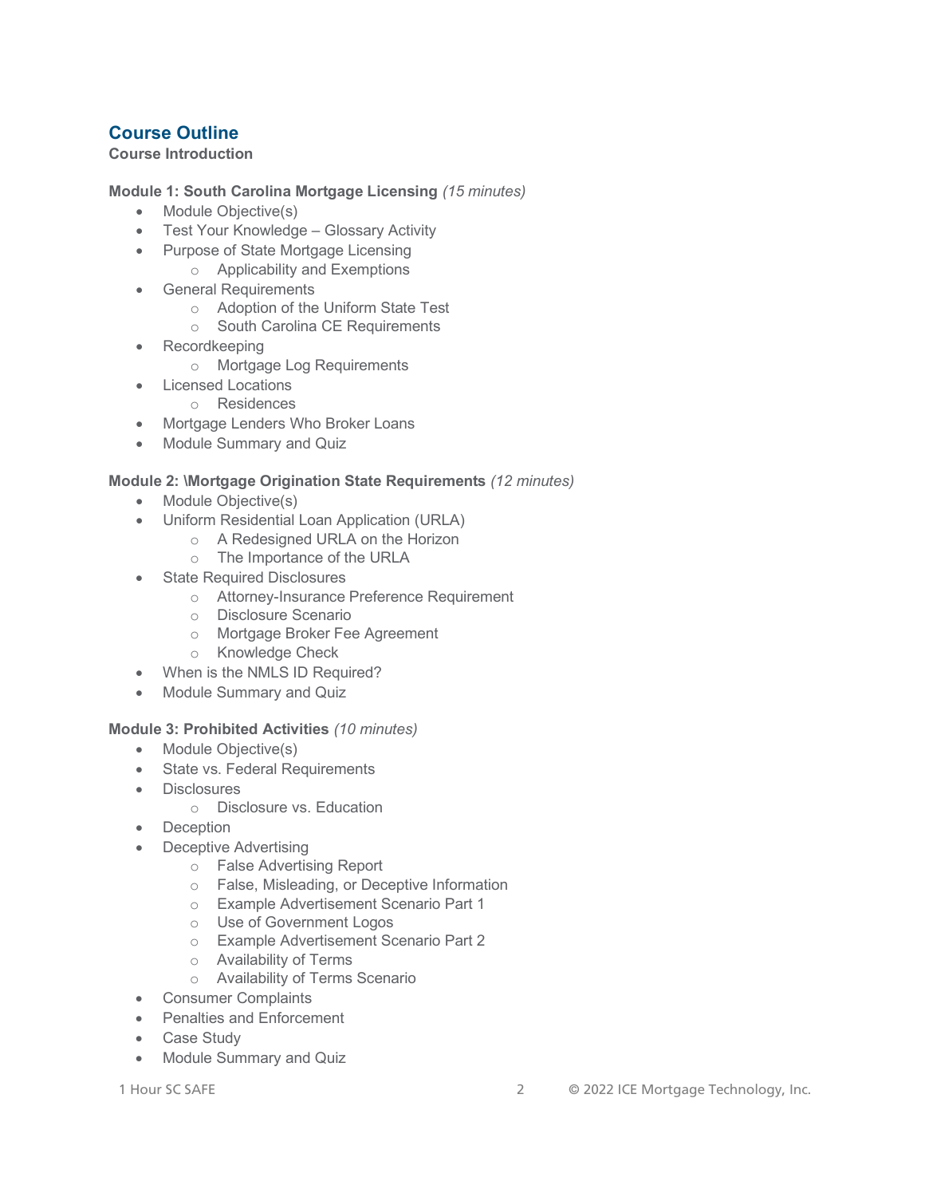## Course Outline

**Course Introduction**

**Module 1: South Carolina Mortgage Licensing** *(15 minutes)*

- Module Objective(s)
- Test Your Knowledge – Glossary Activity
- Purpose of State Mortgage Licensing
  - Applicability and Exemptions
- General Requirements
  - Adoption of the Uniform State Test
  - South Carolina CE Requirements
- Recordkeeping
  - Mortgage Log Requirements
- Licensed Locations
  - Residences
- Mortgage Lenders Who Broker Loans
- Module Summary and Quiz

**Module 2: \Mortgage Origination State Requirements** *(12 minutes)*

- Module Objective(s)
- Uniform Residential Loan Application (URLA)
  - A Redesigned URLA on the Horizon
  - The Importance of the URLA
- State Required Disclosures
  - Attorney-Insurance Preference Requirement
  - Disclosure Scenario
  - Mortgage Broker Fee Agreement
  - Knowledge Check
- When is the NMLS ID Required?
- Module Summary and Quiz

**Module 3: Prohibited Activities** *(10 minutes)*

- Module Objective(s)
- State vs. Federal Requirements
- Disclosures
  - Disclosure vs. Education
- Deception
- Deceptive Advertising
  - False Advertising Report
  - False, Misleading, or Deceptive Information
  - Example Advertisement Scenario Part 1
  - Use of Government Logos
  - Example Advertisement Scenario Part 2
  - Availability of Terms
  - Availability of Terms Scenario
- Consumer Complaints
- Penalties and Enforcement
- Case Study
- Module Summary and Quiz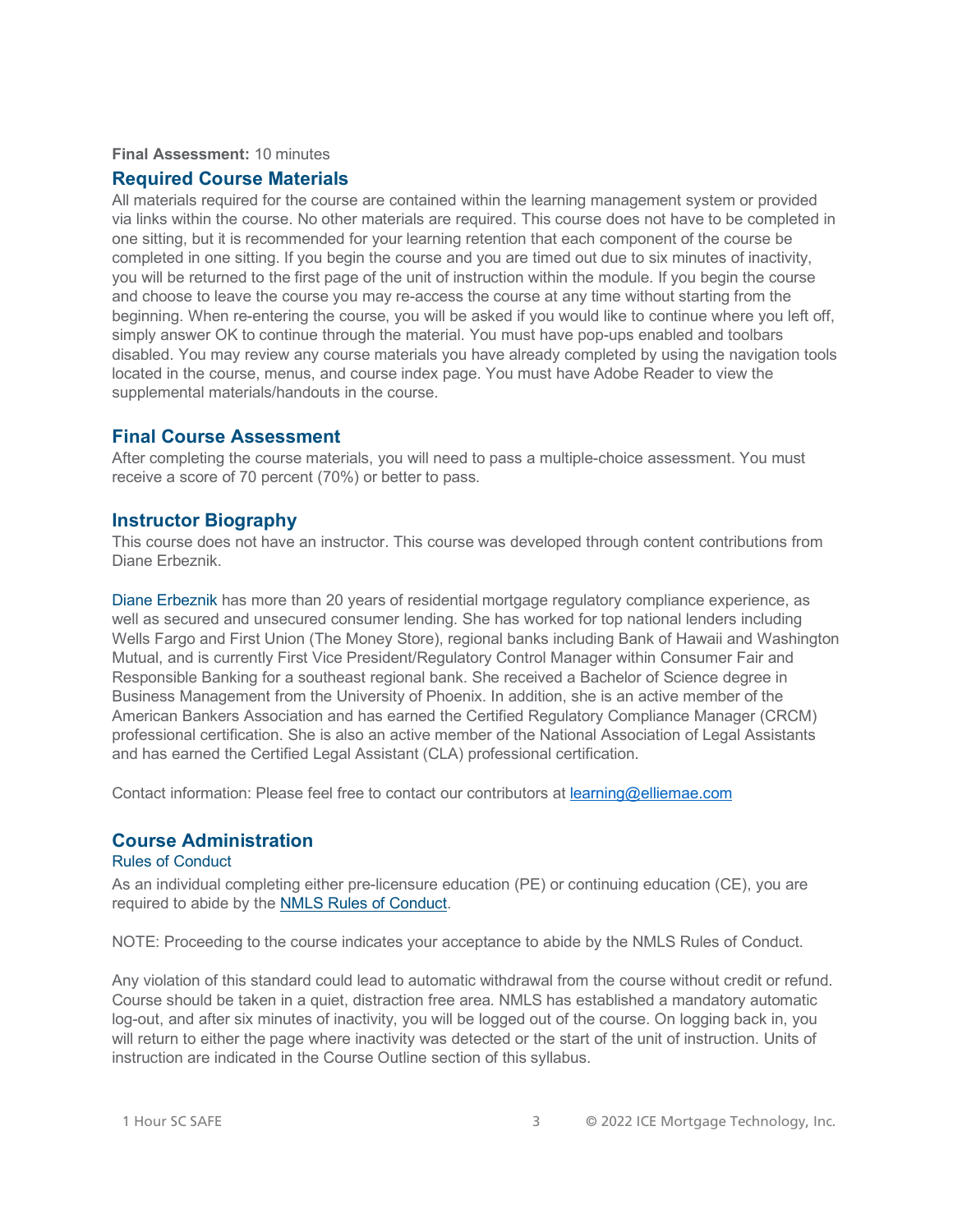**Final Assessment:** 10 minutes

## Required Course Materials

All materials required for the course are contained within the learning management system or provided via links within the course. No other materials are required. This course does not have to be completed in one sitting, but it is recommended for your learning retention that each component of the course be completed in one sitting. If you begin the course and you are timed out due to six minutes of inactivity, you will be returned to the first page of the unit of instruction within the module. If you begin the course and choose to leave the course you may re-access the course at any time without starting from the beginning. When re-entering the course, you will be asked if you would like to continue where you left off, simply answer OK to continue through the material. You must have pop-ups enabled and toolbars disabled. You may review any course materials you have already completed by using the navigation tools located in the course, menus, and course index page. You must have Adobe Reader to view the supplemental materials/handouts in the course.

## Final Course Assessment

After completing the course materials, you will need to pass a multiple-choice assessment. You must receive a score of 70 percent (70%) or better to pass.

## Instructor Biography

This course does not have an instructor. This course was developed through content contributions from Diane Erbeznik.

Diane Erbeznik has more than 20 years of residential mortgage regulatory compliance experience, as well as secured and unsecured consumer lending. She has worked for top national lenders including Wells Fargo and First Union (The Money Store), regional banks including Bank of Hawaii and Washington Mutual, and is currently First Vice President/Regulatory Control Manager within Consumer Fair and Responsible Banking for a southeast regional bank. She received a Bachelor of Science degree in Business Management from the University of Phoenix. In addition, she is an active member of the American Bankers Association and has earned the Certified Regulatory Compliance Manager (CRCM) professional certification. She is also an active member of the National Association of Legal Assistants and has earned the Certified Legal Assistant (CLA) professional certification.

Contact information: Please feel free to contact our contributors at learning@elliemae.com

## Course Administration

### Rules of Conduct

As an individual completing either pre-licensure education (PE) or continuing education (CE), you are required to abide by the NMLS Rules of Conduct.

NOTE: Proceeding to the course indicates your acceptance to abide by the NMLS Rules of Conduct.

Any violation of this standard could lead to automatic withdrawal from the course without credit or refund. Course should be taken in a quiet, distraction free area. NMLS has established a mandatory automatic log-out, and after six minutes of inactivity, you will be logged out of the course. On logging back in, you will return to either the page where inactivity was detected or the start of the unit of instruction. Units of instruction are indicated in the Course Outline section of this syllabus.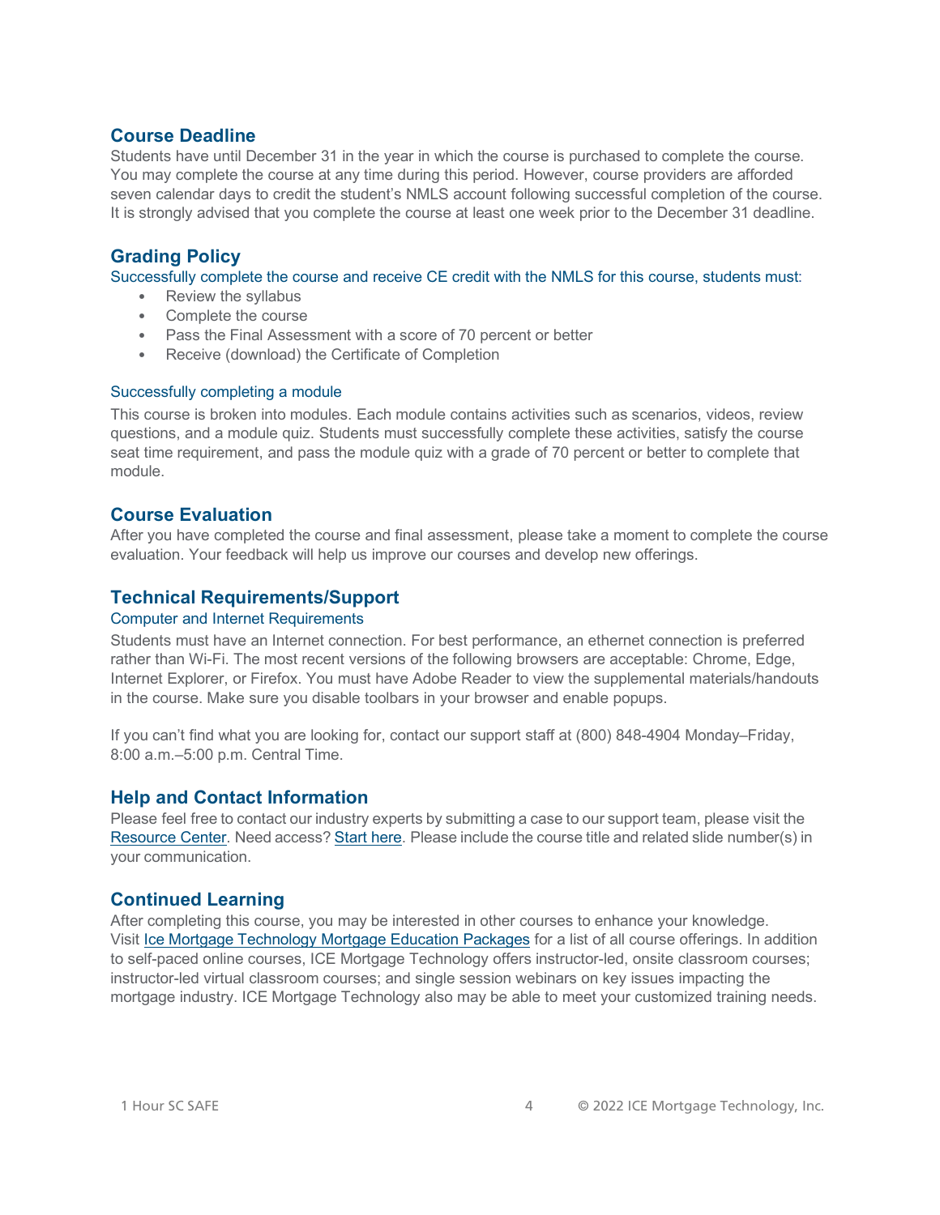## Course Deadline

Students have until December 31 in the year in which the course is purchased to complete the course. You may complete the course at any time during this period. However, course providers are afforded seven calendar days to credit the student's NMLS account following successful completion of the course. It is strongly advised that you complete the course at least one week prior to the December 31 deadline.

## Grading Policy

Successfully complete the course and receive CE credit with the NMLS for this course, students must:

- Review the syllabus
- Complete the course
- Pass the Final Assessment with a score of 70 percent or better
- Receive (download) the Certificate of Completion

### Successfully completing a module

This course is broken into modules. Each module contains activities such as scenarios, videos, review questions, and a module quiz. Students must successfully complete these activities, satisfy the course seat time requirement, and pass the module quiz with a grade of 70 percent or better to complete that module.

## Course Evaluation

After you have completed the course and final assessment, please take a moment to complete the course evaluation. Your feedback will help us improve our courses and develop new offerings.

## Technical Requirements/Support

### Computer and Internet Requirements

Students must have an Internet connection. For best performance, an ethernet connection is preferred rather than Wi-Fi. The most recent versions of the following browsers are acceptable: Chrome, Edge, Internet Explorer, or Firefox. You must have Adobe Reader to view the supplemental materials/handouts in the course. Make sure you disable toolbars in your browser and enable popups.

If you can't find what you are looking for, contact our support staff at (800) 848-4904 Monday–Friday, 8:00 a.m.–5:00 p.m. Central Time.

## Help and Contact Information

Please feel free to contact our industry experts by submitting a case to our support team, please visit the Resource Center. Need access? Start here. Please include the course title and related slide number(s) in your communication.

## Continued Learning

After completing this course, you may be interested in other courses to enhance your knowledge. Visit Ice Mortgage Technology Mortgage Education Packages for a list of all course offerings. In addition to self-paced online courses, ICE Mortgage Technology offers instructor-led, onsite classroom courses; instructor-led virtual classroom courses; and single session webinars on key issues impacting the mortgage industry. ICE Mortgage Technology also may be able to meet your customized training needs.